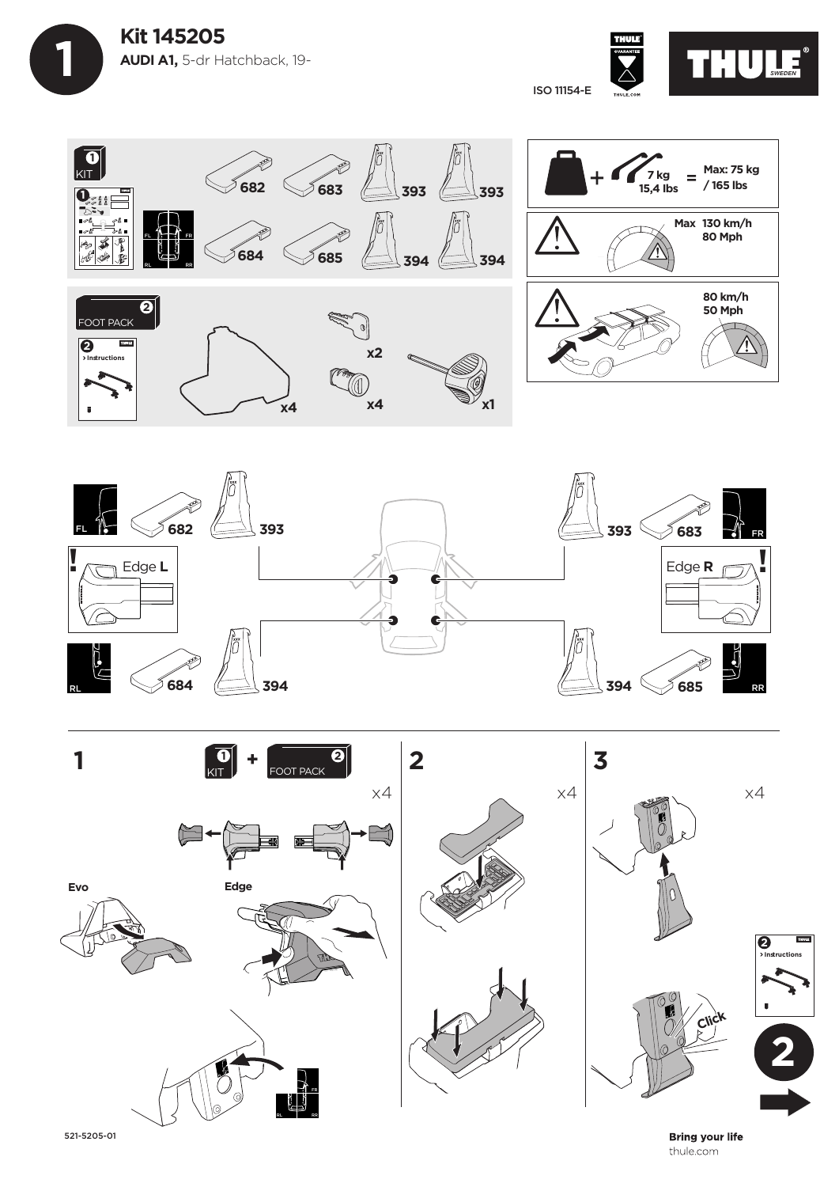# Kit 145205

**AUDI A1,** 5-dr Hatchback, 19-

ISO 11154-E

THULE

KIT 1: 682, 683, 393, 393, 684, 685, 394, 394

FOOT PACK 2: x4, x2, x4, x1

7 kg 15,4 lbs = Max: 75 kg / 165 lbs

Max 130 km/h 80 Mph

80 km/h 50 Mph

FL 682 393 — 393 683 FR

Edge **L** — Edge **R**

RL 684 394 — 394 685 RR

**1** KIT + FOOT PACK x4

Evo

Edge

**2** x4

**3** x4

Click

**2**

521-5205-01

**Bring your life**

thule.com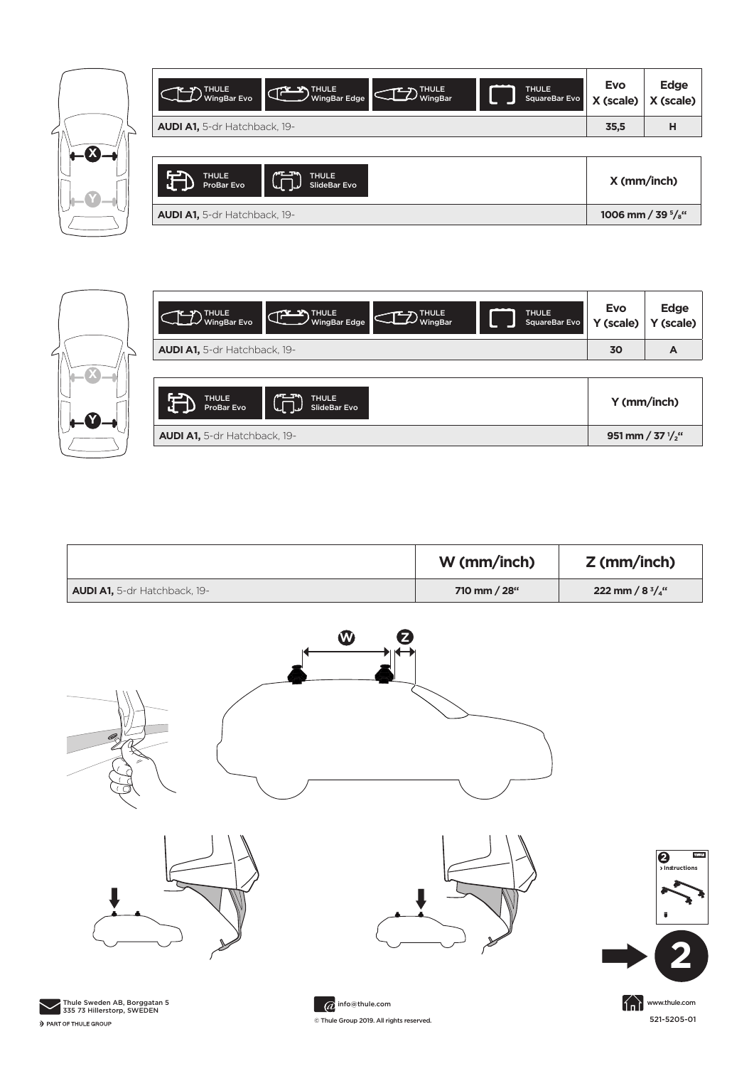| THULE WingBar Evo | THULE WingBar Edge | THULE WingBar | THULE SquareBar Evo | Evo X (scale) | Edge X (scale) |
|---|---|---|---|---|---|
| **AUDI A1,** 5-dr Hatchback, 19- | | | | 35,5 | H |

| THULE ProBar Evo | THULE SlideBar Evo | X (mm/inch) |
|---|---|---|
| **AUDI A1,** 5-dr Hatchback, 19- | | 1006 mm / 39 5/8“ |

| THULE WingBar Evo | THULE WingBar Edge | THULE WingBar | THULE SquareBar Evo | Evo Y (scale) | Edge Y (scale) |
|---|---|---|---|---|---|
| **AUDI A1,** 5-dr Hatchback, 19- | | | | 30 | A |

| THULE ProBar Evo | THULE SlideBar Evo | Y (mm/inch) |
|---|---|---|
| **AUDI A1,** 5-dr Hatchback, 19- | | 951 mm / 37 1/2“ |

| | W (mm/inch) | Z (mm/inch) |
|---|---|---|
| **AUDI A1,** 5-dr Hatchback, 19- | 710 mm / 28“ | 222 mm / 8 3/4“ |

W

Z

2 > Instructions

2

Thule Sweden AB, Borggatan 5
335 73 Hillerstorp, SWEDEN

PART OF THULE GROUP

info@thule.com

© Thule Group 2019. All rights reserved.

www.thule.com

521-5205-01